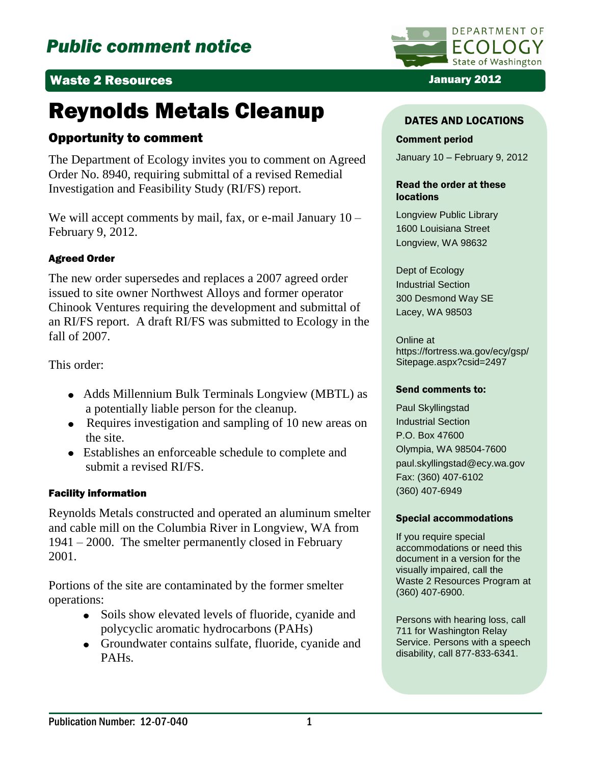# Public comment notice

**Waste 2 Resources** — January 2012

DEPARTMENT OF ECOLOGY
State of Washington

# Reynolds Metals Cleanup

## Opportunity to comment

The Department of Ecology invites you to comment on Agreed Order No. 8940, requiring submittal of a revised Remedial Investigation and Feasibility Study (RI/FS) report.

We will accept comments by mail, fax, or e-mail January 10 – February 9, 2012.

### Agreed Order

The new order supersedes and replaces a 2007 agreed order issued to site owner Northwest Alloys and former operator Chinook Ventures requiring the development and submittal of an RI/FS report. A draft RI/FS was submitted to Ecology in the fall of 2007.

This order:

- Adds Millennium Bulk Terminals Longview (MBTL) as a potentially liable person for the cleanup.
- Requires investigation and sampling of 10 new areas on the site.
- Establishes an enforceable schedule to complete and submit a revised RI/FS.

### Facility information

Reynolds Metals constructed and operated an aluminum smelter and cable mill on the Columbia River in Longview, WA from 1941 – 2000. The smelter permanently closed in February 2001.

Portions of the site are contaminated by the former smelter operations:

- Soils show elevated levels of fluoride, cyanide and polycyclic aromatic hydrocarbons (PAHs)
- Groundwater contains sulfate, fluoride, cyanide and PAHs.

## DATES AND LOCATIONS

**Comment period**

January 10 – February 9, 2012

**Read the order at these locations**

Longview Public Library
1600 Louisiana Street
Longview, WA 98632

Dept of Ecology
Industrial Section
300 Desmond Way SE
Lacey, WA 98503

Online at
https://fortress.wa.gov/ecy/gsp/Sitepage.aspx?csid=2497

**Send comments to:**

Paul Skyllingstad
Industrial Section
P.O. Box 47600
Olympia, WA 98504-7600
paul.skyllingstad@ecy.wa.gov
Fax: (360) 407-6102
(360) 407-6949

**Special accommodations**

If you require special accommodations or need this document in a version for the visually impaired, call the Waste 2 Resources Program at (360) 407-6900.

Persons with hearing loss, call 711 for Washington Relay Service. Persons with a speech disability, call 877-833-6341.

Publication Number: 12-07-040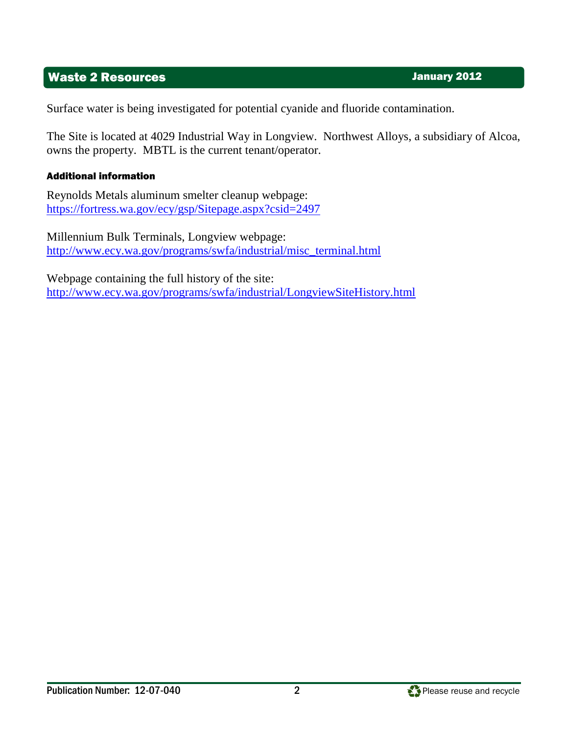Surface water is being investigated for potential cyanide and fluoride contamination.

The Site is located at 4029 Industrial Way in Longview. Northwest Alloys, a subsidiary of Alcoa, owns the property. MBTL is the current tenant/operator.

#### Additional information

Reynolds Metals aluminum smelter cleanup webpage:
https://fortress.wa.gov/ecy/gsp/Sitepage.aspx?csid=2497

Millennium Bulk Terminals, Longview webpage:
http://www.ecy.wa.gov/programs/swfa/industrial/misc_terminal.html

Webpage containing the full history of the site:
http://www.ecy.wa.gov/programs/swfa/industrial/LongviewSiteHistory.html